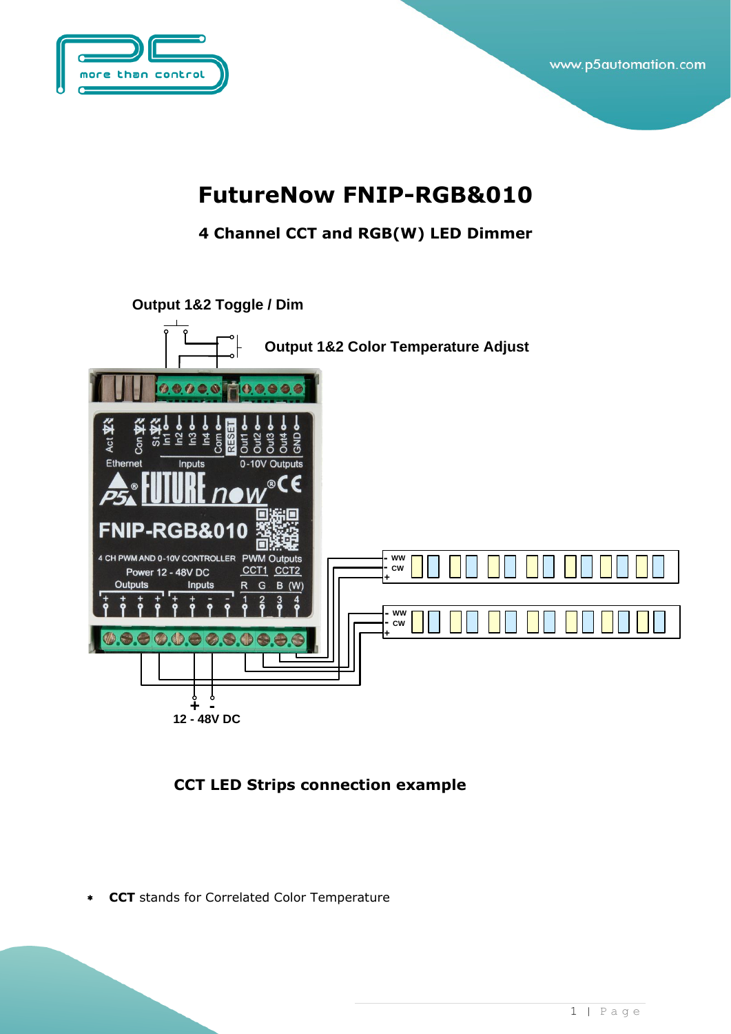# FutureNow FNIP-RGB&010

## 4 Channel CCT and RGB(W) LED Dimmer

Output 1&2 Toggle / Dim

Output 1&2 Color Temperature Adjust

12 - 48V DC

**CCT LED Strips connection example**

- **CCT** stands for Correlated Color Temperature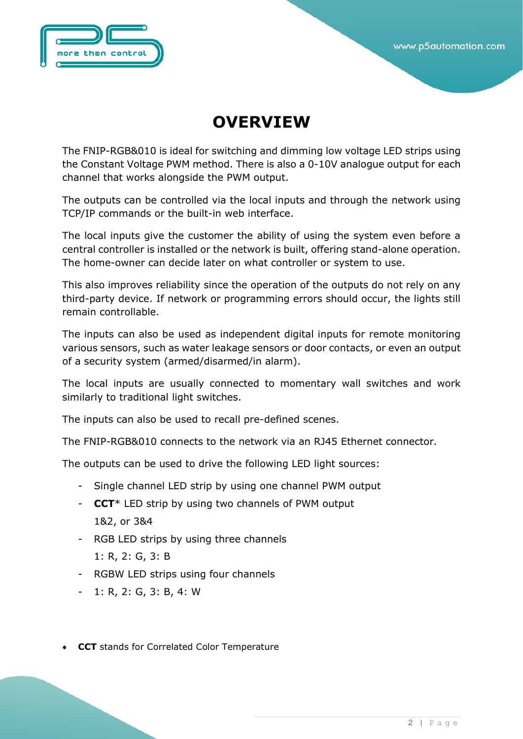# OVERVIEW

The FNIP-RGB&010 is ideal for switching and dimming low voltage LED strips using the Constant Voltage PWM method. There is also a 0-10V analogue output for each channel that works alongside the PWM output.

The outputs can be controlled via the local inputs and through the network using TCP/IP commands or the built-in web interface.

The local inputs give the customer the ability of using the system even before a central controller is installed or the network is built, offering stand-alone operation. The home-owner can decide later on what controller or system to use.

This also improves reliability since the operation of the outputs do not rely on any third-party device. If network or programming errors should occur, the lights still remain controllable.

The inputs can also be used as independent digital inputs for remote monitoring various sensors, such as water leakage sensors or door contacts, or even an output of a security system (armed/disarmed/in alarm).

The local inputs are usually connected to momentary wall switches and work similarly to traditional light switches.

The inputs can also be used to recall pre-defined scenes.

The FNIP-RGB&010 connects to the network via an RJ45 Ethernet connector.

The outputs can be used to drive the following LED light sources:

- Single channel LED strip by using one channel PWM output
- **CCT*** LED strip by using two channels of PWM output
  1&2, or 3&4
- RGB LED strips by using three channels
  1: R, 2: G, 3: B
- RGBW LED strips using four channels
- 1: R, 2: G, 3: B, 4: W

* **CCT** stands for Correlated Color Temperature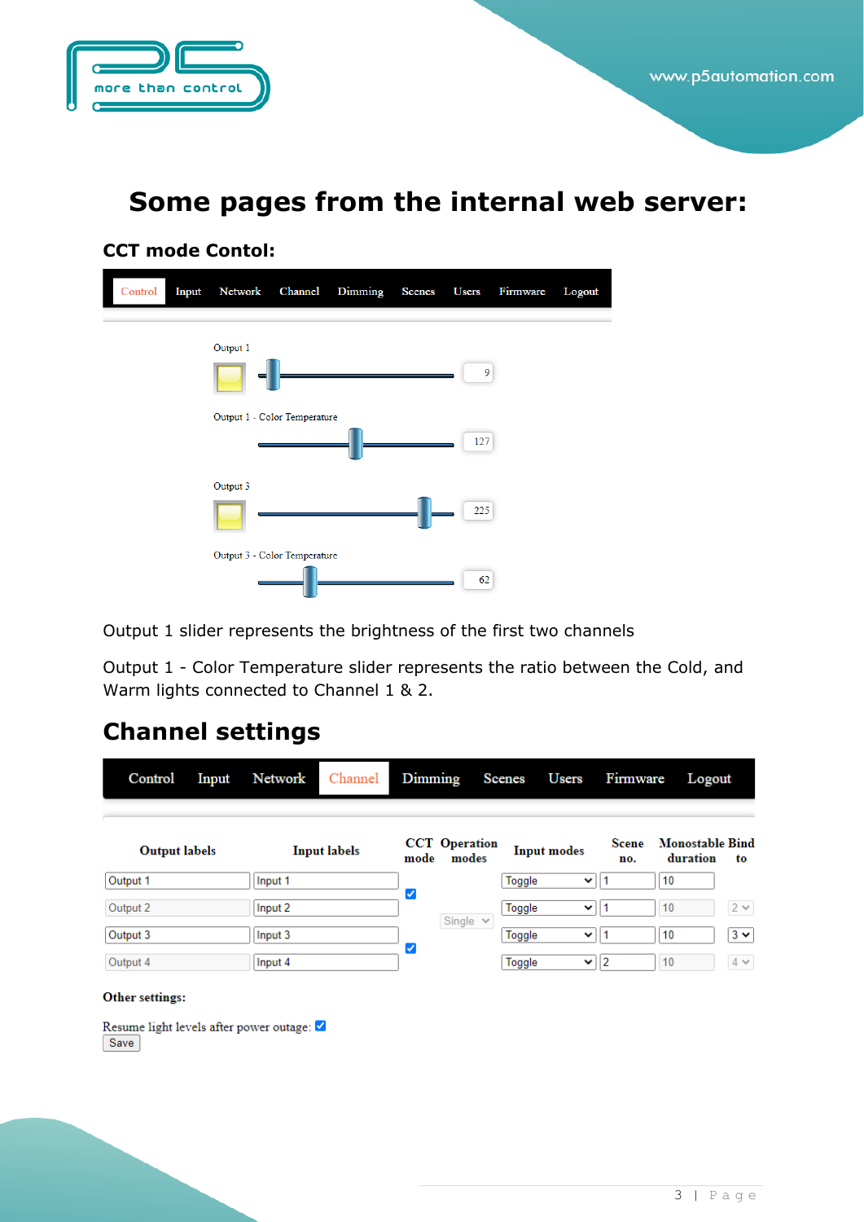# Some pages from the internal web server:

### CCT mode Contol:

Control | Input | Network | Channel | Dimming | Scenes | Users | Firmware | Logout

Output 1 — 9

Output 1 - Color Temperature — 127

Output 3 — 225

Output 3 - Color Temperature — 62

Output 1 slider represents the brightness of the first two channels

Output 1 - Color Temperature slider represents the ratio between the Cold, and Warm lights connected to Channel 1 & 2.

## Channel settings

Control | Input | Network | Channel | Dimming | Scenes | Users | Firmware | Logout

| Output labels | Input labels | CCT mode | Operation modes | Input modes | Scene no. | Monostable duration | Bind to |
|---|---|---|---|---|---|---|---|
| Output 1 | Input 1 | ☑ | | Toggle | 1 | 10 | |
| Output 2 | Input 2 | | Single | Toggle | 1 | 10 | 2 |
| Output 3 | Input 3 | ☑ | | Toggle | 1 | 10 | 3 |
| Output 4 | Input 4 | | | Toggle | 2 | 10 | 4 |

**Other settings:**

Resume light levels after power outage: ☑

Save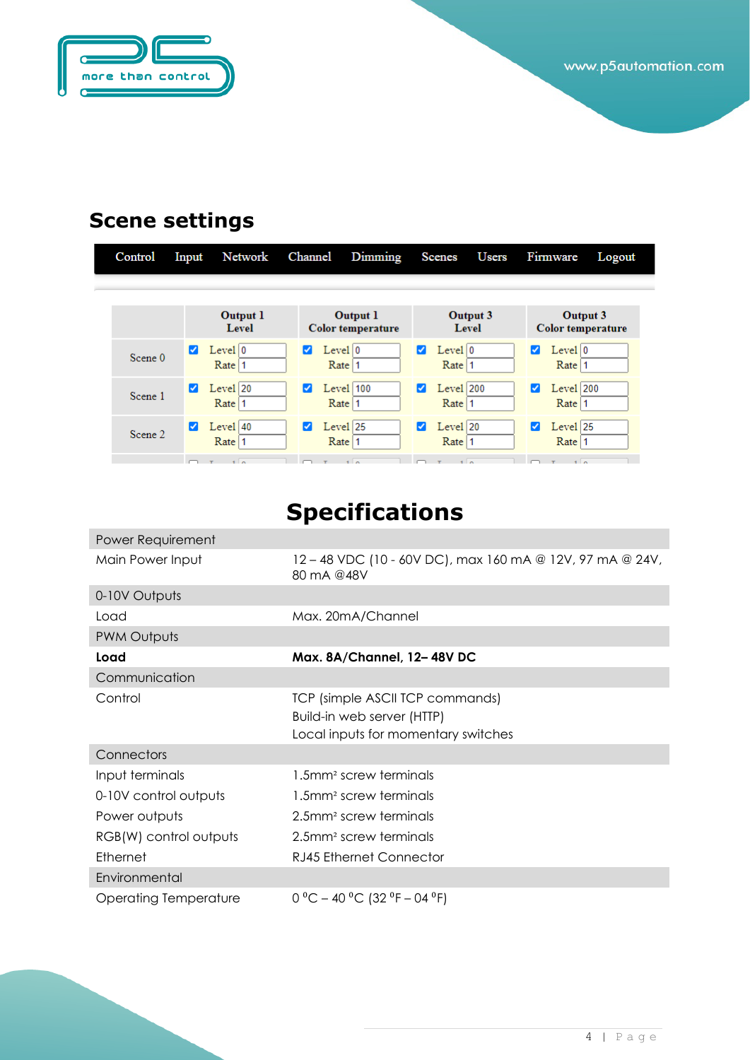## Scene settings

| | Output 1 Level | Output 1 Color temperature | Output 3 Level | Output 3 Color temperature |
|---|---|---|---|---|
| Scene 0 | Level 0, Rate 1 | Level 0, Rate 1 | Level 0, Rate 1 | Level 0, Rate 1 |
| Scene 1 | Level 20, Rate 1 | Level 100, Rate 1 | Level 200, Rate 1 | Level 200, Rate 1 |
| Scene 2 | Level 40, Rate 1 | Level 25, Rate 1 | Level 20, Rate 1 | Level 25, Rate 1 |

# Specifications

| | |
|---|---|
| Power Requirement | |
| Main Power Input | 12 – 48 VDC (10 - 60V DC), max 160 mA @ 12V, 97 mA @ 24V, 80 mA @48V |
| 0-10V Outputs | |
| Load | Max. 20mA/Channel |
| PWM Outputs | |
| **Load** | **Max. 8A/Channel, 12– 48V DC** |
| Communication | |
| Control | TCP (simple ASCII TCP commands)<br>Build-in web server (HTTP)<br>Local inputs for momentary switches |
| Connectors | |
| Input terminals | 1.5mm² screw terminals |
| 0-10V control outputs | 1.5mm² screw terminals |
| Power outputs | 2.5mm² screw terminals |
| RGB(W) control outputs | 2.5mm² screw terminals |
| Ethernet | RJ45 Ethernet Connector |
| Environmental | |
| Operating Temperature | 0 °C – 40 °C (32 °F – 04 °F) |